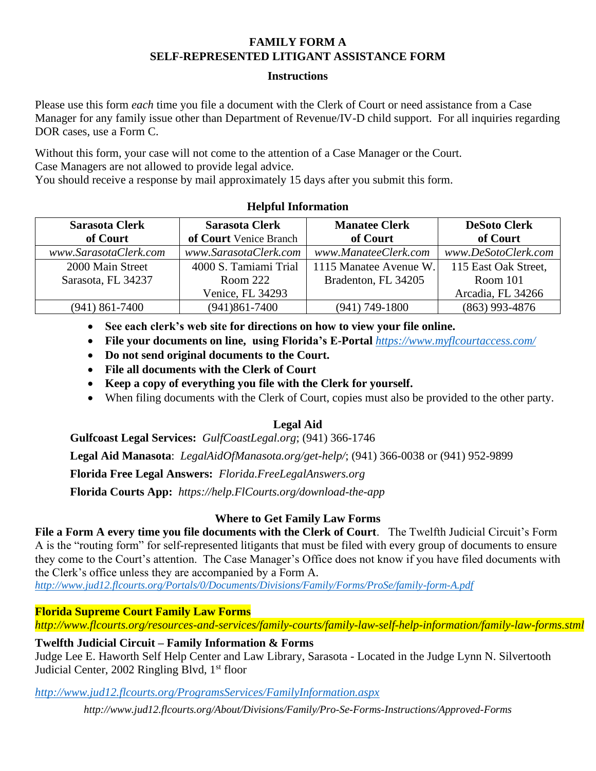# FAMILY FORM A
## SELF-REPRESENTED LITIGANT ASSISTANCE FORM

### Instructions

Please use this form *each* time you file a document with the Clerk of Court or need assistance from a Case Manager for any family issue other than Department of Revenue/IV-D child support. For all inquiries regarding DOR cases, use a Form C.

Without this form, your case will not come to the attention of a Case Manager or the Court.
Case Managers are not allowed to provide legal advice.
You should receive a response by mail approximately 15 days after you submit this form.

### Helpful Information

| **Sarasota Clerk of Court** | **Sarasota Clerk of Court** Venice Branch | **Manatee Clerk of Court** | **DeSoto Clerk of Court** |
|---|---|---|---|
| *www.SarasotaClerk.com* | *www.SarasotaClerk.com* | *www.ManateeClerk.com* | *www.DeSotoClerk.com* |
| 2000 Main Street Sarasota, FL 34237 | 4000 S. Tamiami Trial Room 222 Venice, FL 34293 | 1115 Manatee Avenue W. Bradenton, FL 34205 | 115 East Oak Street, Room 101 Arcadia, FL 34266 |
| (941) 861-7400 | (941)861-7400 | (941) 749-1800 | (863) 993-4876 |

- **See each clerk's web site for directions on how to view your file online.**
- **File your documents on line, using Florida's E-Portal** *https://www.myflcourtaccess.com/*
- **Do not send original documents to the Court.**
- **File all documents with the Clerk of Court**
- **Keep a copy of everything you file with the Clerk for yourself.**
- When filing documents with the Clerk of Court, copies must also be provided to the other party.

### Legal Aid

**Gulfcoast Legal Services:** *GulfCoastLegal.org*; (941) 366-1746

**Legal Aid Manasota**: *LegalAidOfManasota.org/get-help/*; (941) 366-0038 or (941) 952-9899

**Florida Free Legal Answers:** *Florida.FreeLegalAnswers.org*

**Florida Courts App:** *https://help.FlCourts.org/download-the-app*

### Where to Get Family Law Forms

**File a Form A every time you file documents with the Clerk of Court**. The Twelfth Judicial Circuit's Form A is the "routing form" for self-represented litigants that must be filed with every group of documents to ensure they come to the Court's attention. The Case Manager's Office does not know if you have filed documents with the Clerk's office unless they are accompanied by a Form A.
*http://www.jud12.flcourts.org/Portals/0/Documents/Divisions/Family/Forms/ProSe/family-form-A.pdf*

**Florida Supreme Court Family Law Forms**
*http://www.flcourts.org/resources-and-services/family-courts/family-law-self-help-information/family-law-forms.stml*

**Twelfth Judicial Circuit – Family Information & Forms**
Judge Lee E. Haworth Self Help Center and Law Library, Sarasota - Located in the Judge Lynn N. Silvertooth Judicial Center, 2002 Ringling Blvd, 1st floor

*http://www.jud12.flcourts.org/ProgramsServices/FamilyInformation.aspx*

*http://www.jud12.flcourts.org/About/Divisions/Family/Pro-Se-Forms-Instructions/Approved-Forms*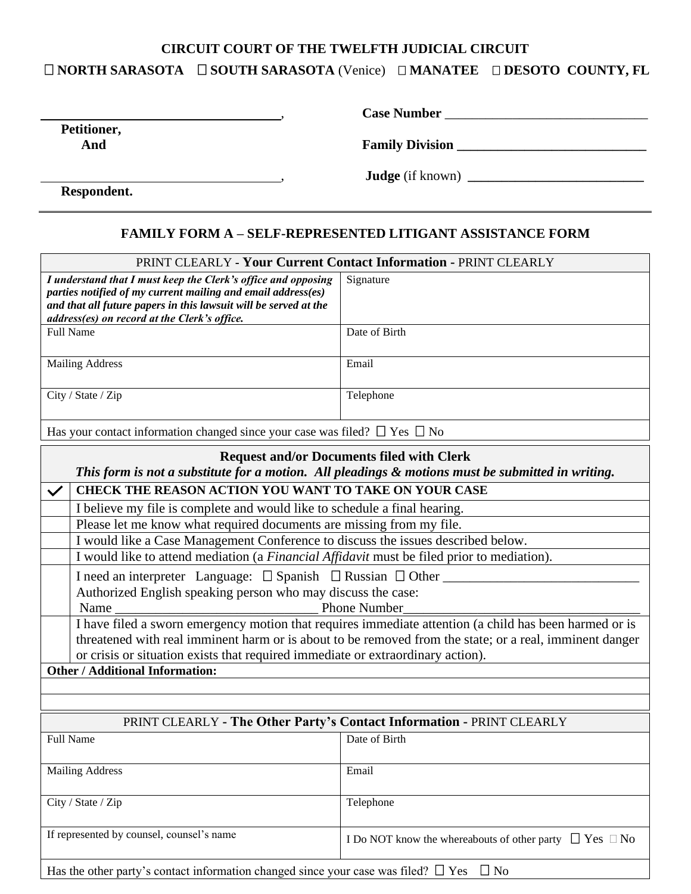**CIRCUIT COURT OF THE TWELFTH JUDICIAL CIRCUIT**

☐ **NORTH SARASOTA** ☐ **SOUTH SARASOTA** (Venice) ☐ **MANATEE** ☐ **DESOTO COUNTY, FL**

_________________________________,
**Petitioner,**
**And**

_________________________________,
**Respondent.**

**Case Number** _____________________________

**Family Division** ___________________________

**Judge** (if known) __________________________

## FAMILY FORM A – SELF-REPRESENTED LITIGANT ASSISTANCE FORM

| PRINT CLEARLY - **Your Current Contact Information** - PRINT CLEARLY | |
|---|---|
| ***I understand that I must keep the Clerk's office and opposing parties notified of my current mailing and email address(es) and that all future papers in this lawsuit will be served at the address(es) on record at the Clerk's office.*** | Signature |
| Full Name | Date of Birth |
| Mailing Address | Email |
| City / State / Zip | Telephone |
| Has your contact information changed since your case was filed? ☐ Yes ☐ No | |

| **Request and/or Documents filed with Clerk** *This form is not a substitute for a motion. All pleadings & motions must be submitted in writing.* | |
|---|---|
| ✓ | **CHECK THE REASON ACTION YOU WANT TO TAKE ON YOUR CASE** |
| | I believe my file is complete and would like to schedule a final hearing. |
| | Please let me know what required documents are missing from my file. |
| | I would like a Case Management Conference to discuss the issues described below. |
| | I would like to attend mediation (a *Financial Affidavit* must be filed prior to mediation). |
| | I need an interpreter Language: ☐ Spanish ☐ Russian ☐ Other ____________________________ Authorized English speaking person who may discuss the case: Name _____________________________ Phone Number_________________________________ |
| | I have filed a sworn emergency motion that requires immediate attention (a child has been harmed or is threatened with real imminent harm or is about to be removed from the state; or a real, imminent danger or crisis or situation exists that required immediate or extraordinary action). |
| **Other / Additional Information:** | |
| | |
| | |

| PRINT CLEARLY - **The Other Party's Contact Information** - PRINT CLEARLY | |
|---|---|
| Full Name | Date of Birth |
| Mailing Address | Email |
| City / State / Zip | Telephone |
| If represented by counsel, counsel's name | I Do NOT know the whereabouts of other party ☐ Yes ☐ No |
| Has the other party's contact information changed since your case was filed? ☐ Yes ☐ No | |